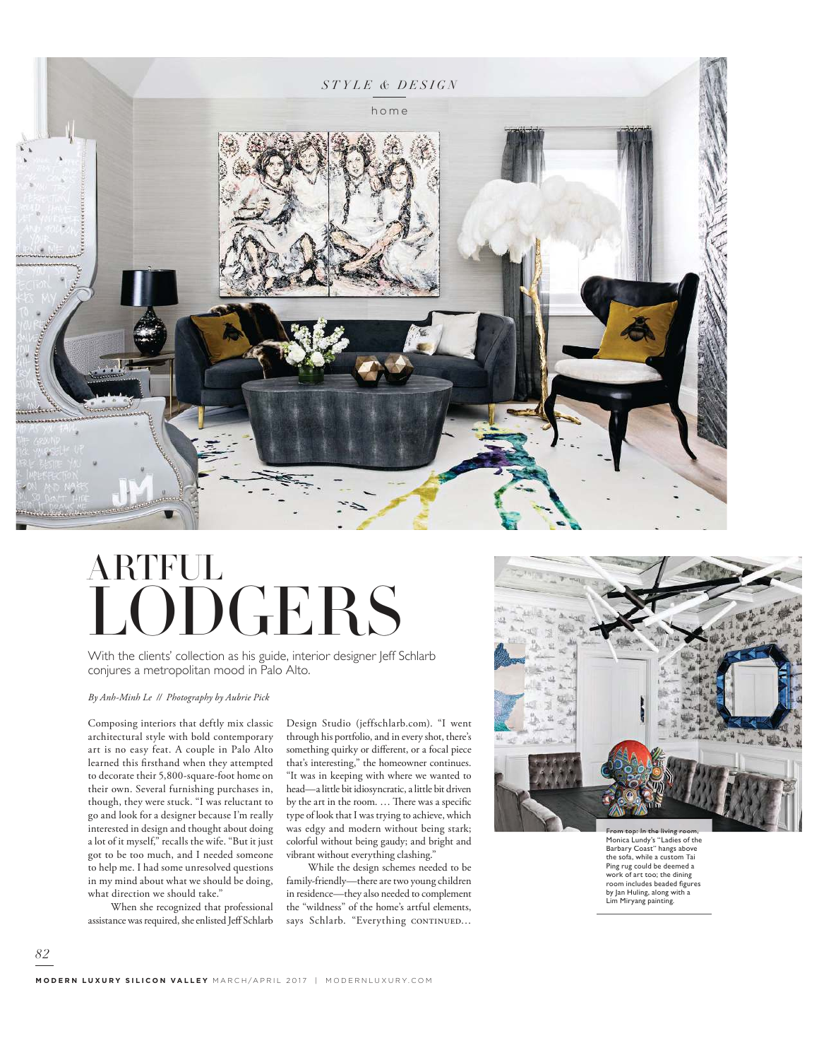# ARTFUL LODGERS

With the clients' collection as his guide, interior designer Jeff Schlarb conjures a metropolitan mood in Palo Alto.

*By Anh-Minh Le // Photography by Aubrie Pick*

Composing interiors that deftly mix classic architectural style with bold contemporary art is no easy feat. A couple in Palo Alto learned this firsthand when they attempted to decorate their 5,800-square-foot home on their own. Several furnishing purchases in, though, they were stuck. "I was reluctant to go and look for a designer because I'm really interested in design and thought about doing a lot of it myself," recalls the wife. "But it just got to be too much, and I needed someone to help me. I had some unresolved questions in my mind about what we should be doing, what direction we should take."

When she recognized that professional assistance was required, she enlisted Jeff Schlarb Design Studio (jeffschlarb.com). "I went through his portfolio, and in every shot, there's something quirky or different, or a focal piece that's interesting," the homeowner continues. "It was in keeping with where we wanted to head—a little bit idiosyncratic, a little bit driven by the art in the room. … There was a specific type of look that I was trying to achieve, which was edgy and modern without being stark; colorful without being gaudy; and bright and vibrant without everything clashing."

While the design schemes needed to be family-friendly—there are two young children in residence—they also needed to complement the "wildness" of the home's artful elements, says Schlarb. "Everything CONTINUED…

**From top:** In the living room, Monica Lundy's "Ladies of the Barbary Coast" hangs above the sofa, while a custom Tai Ping rug could be deemed a work of art too; the dining room includes beaded figures by Jan Huling, along with a Lim Miryang painting.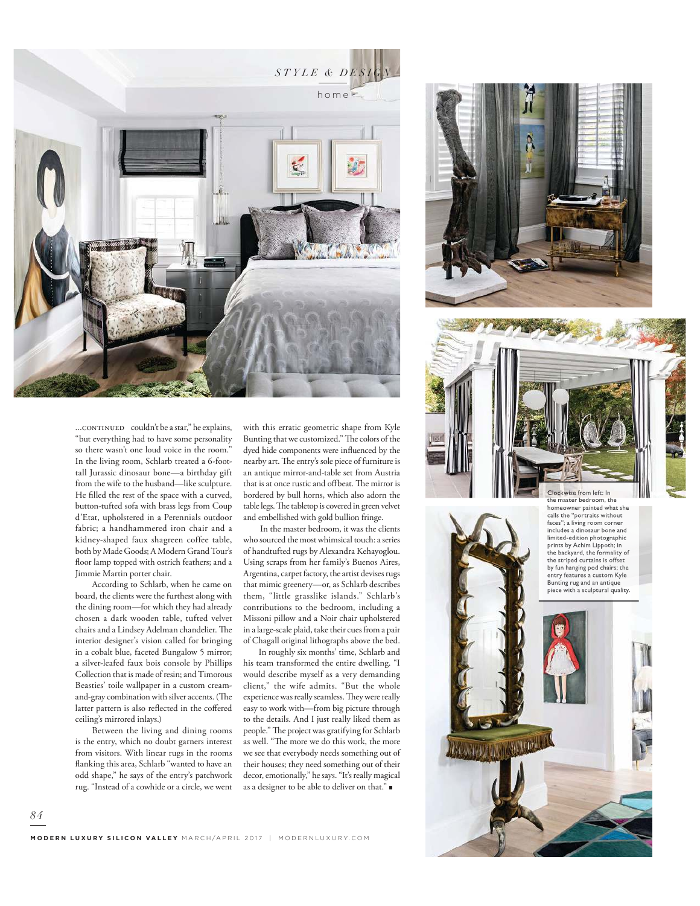...CONTINUED couldn't be a star," he explains, "but everything had to have some personality so there wasn't one loud voice in the room." In the living room, Schlarb treated a 6-foot-tall Jurassic dinosaur bone—a birthday gift from the wife to the husband—like sculpture. He filled the rest of the space with a curved, button-tufted sofa with brass legs from Coup d'Etat, upholstered in a Perennials outdoor fabric; a handhammered iron chair and a kidney-shaped faux shagreen coffee table, both by Made Goods; A Modern Grand Tour's floor lamp topped with ostrich feathers; and a Jimmie Martin porter chair.

According to Schlarb, when he came on board, the clients were the furthest along with the dining room—for which they had already chosen a dark wooden table, tufted velvet chairs and a Lindsey Adelman chandelier. The interior designer's vision called for bringing in a cobalt blue, faceted Bungalow 5 mirror; a silver-leafed faux bois console by Phillips Collection that is made of resin; and Timorous Beasties' toile wallpaper in a custom cream-and-gray combination with silver accents. (The latter pattern is also reflected in the coffered ceiling's mirrored inlays.)

Between the living and dining rooms is the entry, which no doubt garners interest from visitors. With linear rugs in the rooms flanking this area, Schlarb "wanted to have an odd shape," he says of the entry's patchwork rug. "Instead of a cowhide or a circle, we went with this erratic geometric shape from Kyle Bunting that we customized." The colors of the dyed hide components were influenced by the nearby art. The entry's sole piece of furniture is an antique mirror-and-table set from Austria that is at once rustic and offbeat. The mirror is bordered by bull horns, which also adorn the table legs. The tabletop is covered in green velvet and embellished with gold bullion fringe.

In the master bedroom, it was the clients who sourced the most whimsical touch: a series of handtufted rugs by Alexandra Kehayoglou. Using scraps from her family's Buenos Aires, Argentina, carpet factory, the artist devises rugs that mimic greenery—or, as Schlarb describes them, "little grasslike islands." Schlarb's contributions to the bedroom, including a Missoni pillow and a Noir chair upholstered in a large-scale plaid, take their cues from a pair of Chagall original lithographs above the bed.

In roughly six months' time, Schlarb and his team transformed the entire dwelling. "I would describe myself as a very demanding client," the wife admits. "But the whole experience was really seamless. They were really easy to work with—from big picture through to the details. And I just really liked them as people." The project was gratifying for Schlarb as well. "The more we do this work, the more we see that everybody needs something out of their houses; they need something out of their decor, emotionally," he says. "It's really magical as a designer to be able to deliver on that." ■

Clockwise from left: In the master bedroom, the homeowner painted what she calls the "portraits without faces"; a living room corner includes a dinosaur bone and limited-edition photographic prints by Achim Lippoth; in the backyard, the formality of the striped curtains is offset by fun hanging pod chairs; the entry features a custom Kyle Bunting rug and an antique piece with a sculptural quality.